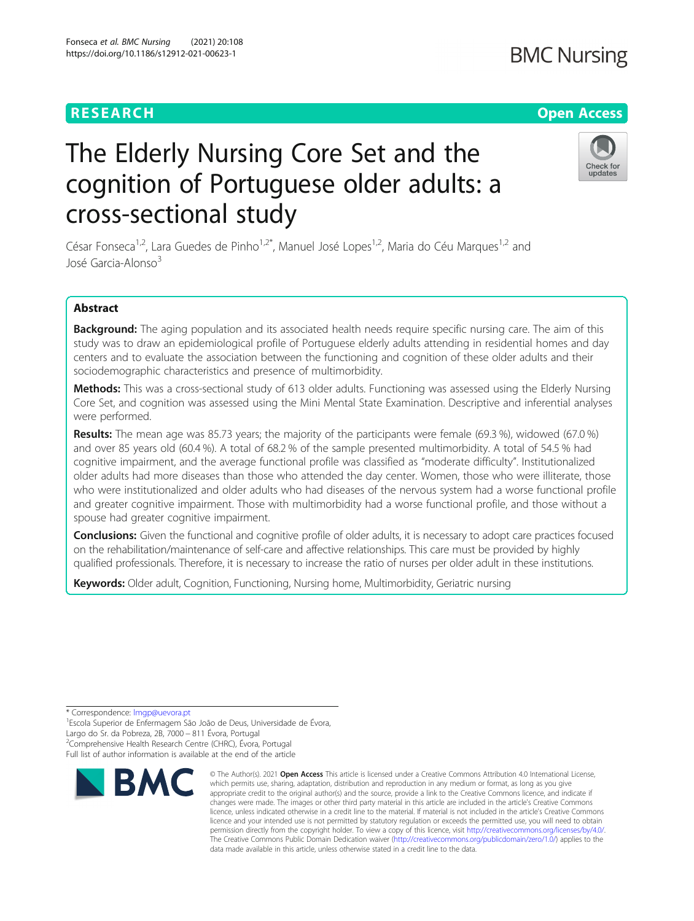RESEARCH

Open Access

# The Elderly Nursing Core Set and the cognition of Portuguese older adults: a cross-sectional study

César Fonseca[1,2], Lara Guedes de Pinho[1,2*], Manuel José Lopes[1,2], Maria do Céu Marques[1,2] and José Garcia-Alonso[3]

## Abstract

**Background:** The aging population and its associated health needs require specific nursing care. The aim of this study was to draw an epidemiological profile of Portuguese elderly adults attending in residential homes and day centers and to evaluate the association between the functioning and cognition of these older adults and their sociodemographic characteristics and presence of multimorbidity.

**Methods:** This was a cross-sectional study of 613 older adults. Functioning was assessed using the Elderly Nursing Core Set, and cognition was assessed using the Mini Mental State Examination. Descriptive and inferential analyses were performed.

**Results:** The mean age was 85.73 years; the majority of the participants were female (69.3 %), widowed (67.0 %) and over 85 years old (60.4 %). A total of 68.2 % of the sample presented multimorbidity. A total of 54.5 % had cognitive impairment, and the average functional profile was classified as "moderate difficulty". Institutionalized older adults had more diseases than those who attended the day center. Women, those who were illiterate, those who were institutionalized and older adults who had diseases of the nervous system had a worse functional profile and greater cognitive impairment. Those with multimorbidity had a worse functional profile, and those without a spouse had greater cognitive impairment.

**Conclusions:** Given the functional and cognitive profile of older adults, it is necessary to adopt care practices focused on the rehabilitation/maintenance of self-care and affective relationships. This care must be provided by highly qualified professionals. Therefore, it is necessary to increase the ratio of nurses per older adult in these institutions.

**Keywords:** Older adult, Cognition, Functioning, Nursing home, Multimorbidity, Geriatric nursing

---

* Correspondence: lmgp@uevora.pt
[1]Escola Superior de Enfermagem São João de Deus, Universidade de Évora, Largo do Sr. da Pobreza, 2B, 7000 – 811 Évora, Portugal
[2]Comprehensive Health Research Centre (CHRC), Évora, Portugal
Full list of author information is available at the end of the article

© The Author(s). 2021 **Open Access** This article is licensed under a Creative Commons Attribution 4.0 International License, which permits use, sharing, adaptation, distribution and reproduction in any medium or format, as long as you give appropriate credit to the original author(s) and the source, provide a link to the Creative Commons licence, and indicate if changes were made. The images or other third party material in this article are included in the article's Creative Commons licence, unless indicated otherwise in a credit line to the material. If material is not included in the article's Creative Commons licence and your intended use is not permitted by statutory regulation or exceeds the permitted use, you will need to obtain permission directly from the copyright holder. To view a copy of this licence, visit http://creativecommons.org/licenses/by/4.0/. The Creative Commons Public Domain Dedication waiver (http://creativecommons.org/publicdomain/zero/1.0/) applies to the data made available in this article, unless otherwise stated in a credit line to the data.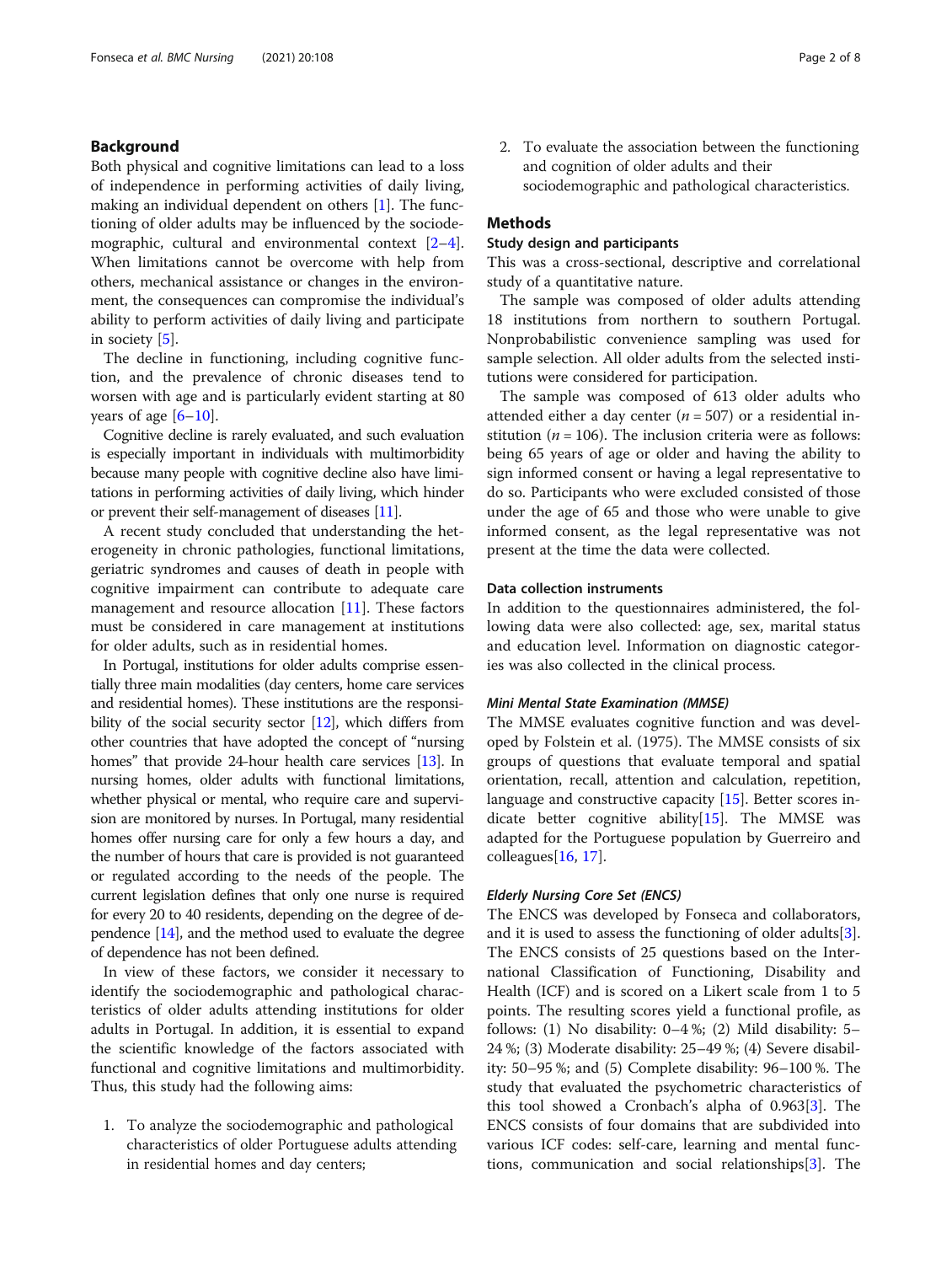## Background

Both physical and cognitive limitations can lead to a loss of independence in performing activities of daily living, making an individual dependent on others [1]. The functioning of older adults may be influenced by the sociodemographic, cultural and environmental context [2–4]. When limitations cannot be overcome with help from others, mechanical assistance or changes in the environment, the consequences can compromise the individual's ability to perform activities of daily living and participate in society [5].

The decline in functioning, including cognitive function, and the prevalence of chronic diseases tend to worsen with age and is particularly evident starting at 80 years of age [6–10].

Cognitive decline is rarely evaluated, and such evaluation is especially important in individuals with multimorbidity because many people with cognitive decline also have limitations in performing activities of daily living, which hinder or prevent their self-management of diseases [11].

A recent study concluded that understanding the heterogeneity in chronic pathologies, functional limitations, geriatric syndromes and causes of death in people with cognitive impairment can contribute to adequate care management and resource allocation [11]. These factors must be considered in care management at institutions for older adults, such as in residential homes.

In Portugal, institutions for older adults comprise essentially three main modalities (day centers, home care services and residential homes). These institutions are the responsibility of the social security sector [12], which differs from other countries that have adopted the concept of "nursing homes" that provide 24-hour health care services [13]. In nursing homes, older adults with functional limitations, whether physical or mental, who require care and supervision are monitored by nurses. In Portugal, many residential homes offer nursing care for only a few hours a day, and the number of hours that care is provided is not guaranteed or regulated according to the needs of the people. The current legislation defines that only one nurse is required for every 20 to 40 residents, depending on the degree of dependence [14], and the method used to evaluate the degree of dependence has not been defined.

In view of these factors, we consider it necessary to identify the sociodemographic and pathological characteristics of older adults attending institutions for older adults in Portugal. In addition, it is essential to expand the scientific knowledge of the factors associated with functional and cognitive limitations and multimorbidity. Thus, this study had the following aims:

1. To analyze the sociodemographic and pathological characteristics of older Portuguese adults attending in residential homes and day centers;
2. To evaluate the association between the functioning and cognition of older adults and their sociodemographic and pathological characteristics.

## Methods

### Study design and participants

This was a cross-sectional, descriptive and correlational study of a quantitative nature.

The sample was composed of older adults attending 18 institutions from northern to southern Portugal. Nonprobabilistic convenience sampling was used for sample selection. All older adults from the selected institutions were considered for participation.

The sample was composed of 613 older adults who attended either a day center ($n = 507$) or a residential institution ($n = 106$). The inclusion criteria were as follows: being 65 years of age or older and having the ability to sign informed consent or having a legal representative to do so. Participants who were excluded consisted of those under the age of 65 and those who were unable to give informed consent, as the legal representative was not present at the time the data were collected.

### Data collection instruments

In addition to the questionnaires administered, the following data were also collected: age, sex, marital status and education level. Information on diagnostic categories was also collected in the clinical process.

#### *Mini Mental State Examination (MMSE)*

The MMSE evaluates cognitive function and was developed by Folstein et al. (1975). The MMSE consists of six groups of questions that evaluate temporal and spatial orientation, recall, attention and calculation, repetition, language and constructive capacity [15]. Better scores indicate better cognitive ability[15]. The MMSE was adapted for the Portuguese population by Guerreiro and colleagues[16, 17].

#### *Elderly Nursing Core Set (ENCS)*

The ENCS was developed by Fonseca and collaborators, and it is used to assess the functioning of older adults[3]. The ENCS consists of 25 questions based on the International Classification of Functioning, Disability and Health (ICF) and is scored on a Likert scale from 1 to 5 points. The resulting scores yield a functional profile, as follows: (1) No disability: 0–4 %; (2) Mild disability: 5–24 %; (3) Moderate disability: 25–49 %; (4) Severe disability: 50–95 %; and (5) Complete disability: 96–100 %. The study that evaluated the psychometric characteristics of this tool showed a Cronbach's alpha of 0.963[3]. The ENCS consists of four domains that are subdivided into various ICF codes: self-care, learning and mental functions, communication and social relationships[3]. The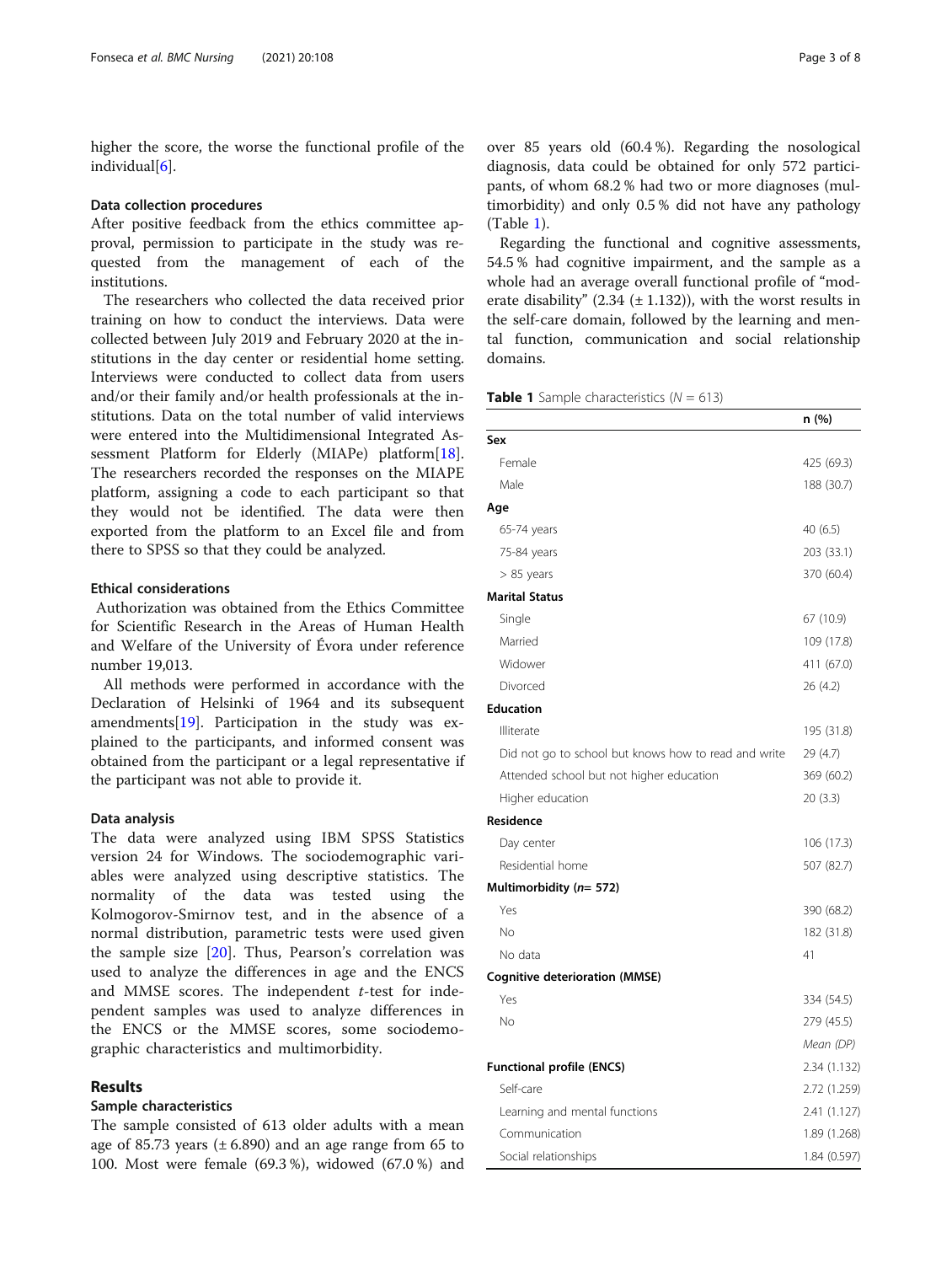higher the score, the worse the functional profile of the individual[6].

### Data collection procedures

After positive feedback from the ethics committee approval, permission to participate in the study was requested from the management of each of the institutions.

The researchers who collected the data received prior training on how to conduct the interviews. Data were collected between July 2019 and February 2020 at the institutions in the day center or residential home setting. Interviews were conducted to collect data from users and/or their family and/or health professionals at the institutions. Data on the total number of valid interviews were entered into the Multidimensional Integrated Assessment Platform for Elderly (MIAPe) platform[18]. The researchers recorded the responses on the MIAPE platform, assigning a code to each participant so that they would not be identified. The data were then exported from the platform to an Excel file and from there to SPSS so that they could be analyzed.

### Ethical considerations

Authorization was obtained from the Ethics Committee for Scientific Research in the Areas of Human Health and Welfare of the University of Évora under reference number 19,013.

All methods were performed in accordance with the Declaration of Helsinki of 1964 and its subsequent amendments[19]. Participation in the study was explained to the participants, and informed consent was obtained from the participant or a legal representative if the participant was not able to provide it.

### Data analysis

The data were analyzed using IBM SPSS Statistics version 24 for Windows. The sociodemographic variables were analyzed using descriptive statistics. The normality of the data was tested using the Kolmogorov-Smirnov test, and in the absence of a normal distribution, parametric tests were used given the sample size [20]. Thus, Pearson's correlation was used to analyze the differences in age and the ENCS and MMSE scores. The independent *t*-test for independent samples was used to analyze differences in the ENCS or the MMSE scores, some sociodemographic characteristics and multimorbidity.

## Results

### Sample characteristics

The sample consisted of 613 older adults with a mean age of 85.73 years (± 6.890) and an age range from 65 to 100. Most were female (69.3 %), widowed (67.0 %) and over 85 years old (60.4 %). Regarding the nosological diagnosis, data could be obtained for only 572 participants, of whom 68.2 % had two or more diagnoses (multimorbidity) and only 0.5 % did not have any pathology (Table 1).

Regarding the functional and cognitive assessments, 54.5 % had cognitive impairment, and the sample as a whole had an average overall functional profile of "moderate disability" (2.34 (± 1.132)), with the worst results in the self-care domain, followed by the learning and mental function, communication and social relationship domains.

**Table 1** Sample characteristics ($N$ = 613)

| | n (%) |
|---|---|
| **Sex** | |
| Female | 425 (69.3) |
| Male | 188 (30.7) |
| **Age** | |
| 65-74 years | 40 (6.5) |
| 75-84 years | 203 (33.1) |
| > 85 years | 370 (60.4) |
| **Marital Status** | |
| Single | 67 (10.9) |
| Married | 109 (17.8) |
| Widower | 411 (67.0) |
| Divorced | 26 (4.2) |
| **Education** | |
| Illiterate | 195 (31.8) |
| Did not go to school but knows how to read and write | 29 (4.7) |
| Attended school but not higher education | 369 (60.2) |
| Higher education | 20 (3.3) |
| **Residence** | |
| Day center | 106 (17.3) |
| Residential home | 507 (82.7) |
| **Multimorbidity (*n*= 572)** | |
| Yes | 390 (68.2) |
| No | 182 (31.8) |
| No data | 41 |
| **Cognitive deterioration (MMSE)** | |
| Yes | 334 (54.5) |
| No | 279 (45.5) |
| | *Mean (DP)* |
| **Functional profile (ENCS)** | 2.34 (1.132) |
| Self-care | 2.72 (1.259) |
| Learning and mental functions | 2.41 (1.127) |
| Communication | 1.89 (1.268) |
| Social relationships | 1.84 (0.597) |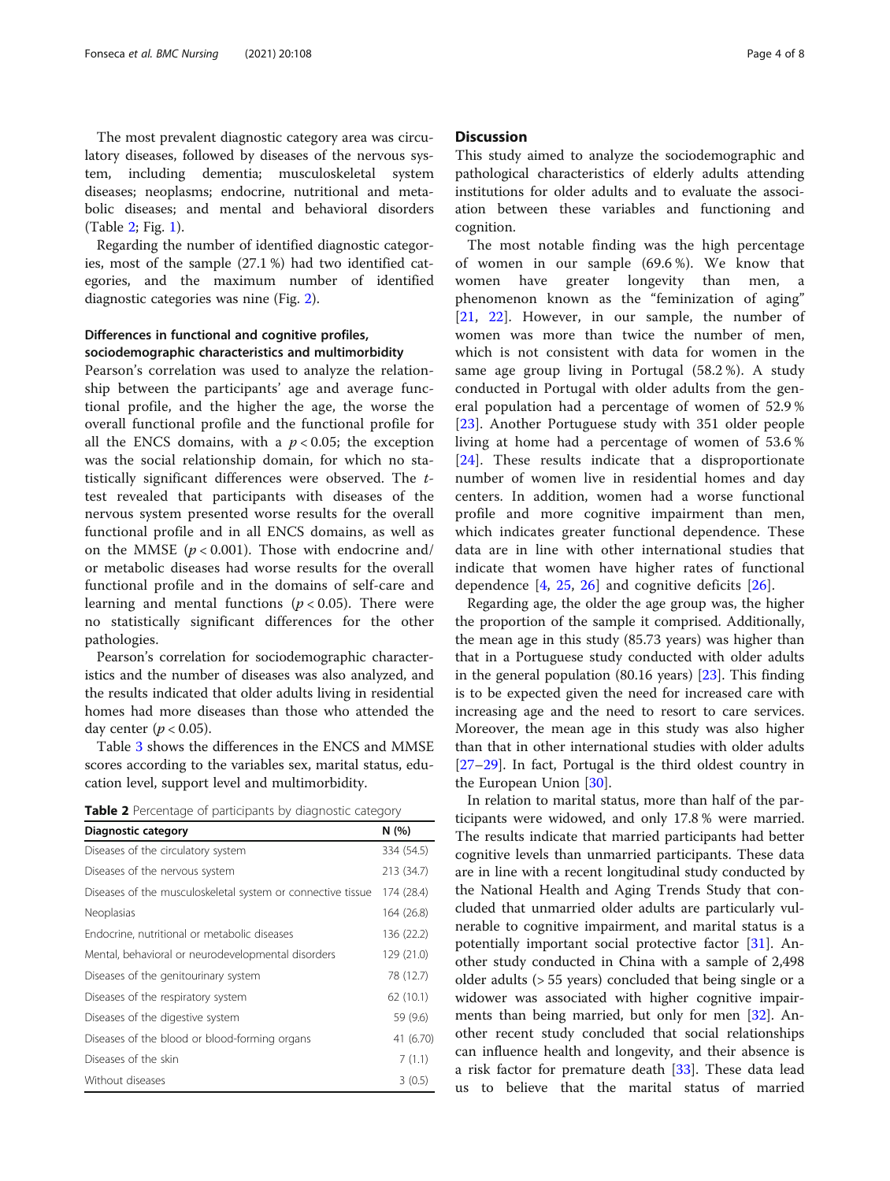The most prevalent diagnostic category area was circulatory diseases, followed by diseases of the nervous system, including dementia; musculoskeletal system diseases; neoplasms; endocrine, nutritional and metabolic diseases; and mental and behavioral disorders (Table 2; Fig. 1).

Regarding the number of identified diagnostic categories, most of the sample (27.1 %) had two identified categories, and the maximum number of identified diagnostic categories was nine (Fig. 2).

### Differences in functional and cognitive profiles, sociodemographic characteristics and multimorbidity

Pearson's correlation was used to analyze the relationship between the participants' age and average functional profile, and the higher the age, the worse the overall functional profile and the functional profile for all the ENCS domains, with a $p < 0.05$; the exception was the social relationship domain, for which no statistically significant differences were observed. The *t*-test revealed that participants with diseases of the nervous system presented worse results for the overall functional profile and in all ENCS domains, as well as on the MMSE ($p < 0.001$). Those with endocrine and/or metabolic diseases had worse results for the overall functional profile and in the domains of self-care and learning and mental functions ($p < 0.05$). There were no statistically significant differences for the other pathologies.

Pearson's correlation for sociodemographic characteristics and the number of diseases was also analyzed, and the results indicated that older adults living in residential homes had more diseases than those who attended the day center ($p < 0.05$).

Table 3 shows the differences in the ENCS and MMSE scores according to the variables sex, marital status, education level, support level and multimorbidity.

**Table 2** Percentage of participants by diagnostic category

| Diagnostic category | N (%) |
|---|---|
| Diseases of the circulatory system | 334 (54.5) |
| Diseases of the nervous system | 213 (34.7) |
| Diseases of the musculoskeletal system or connective tissue | 174 (28.4) |
| Neoplasias | 164 (26.8) |
| Endocrine, nutritional or metabolic diseases | 136 (22.2) |
| Mental, behavioral or neurodevelopmental disorders | 129 (21.0) |
| Diseases of the genitourinary system | 78 (12.7) |
| Diseases of the respiratory system | 62 (10.1) |
| Diseases of the digestive system | 59 (9.6) |
| Diseases of the blood or blood-forming organs | 41 (6.70) |
| Diseases of the skin | 7 (1.1) |
| Without diseases | 3 (0.5) |

## Discussion

This study aimed to analyze the sociodemographic and pathological characteristics of elderly adults attending institutions for older adults and to evaluate the association between these variables and functioning and cognition.

The most notable finding was the high percentage of women in our sample (69.6 %). We know that women have greater longevity than men, a phenomenon known as the "feminization of aging" [21, 22]. However, in our sample, the number of women was more than twice the number of men, which is not consistent with data for women in the same age group living in Portugal (58.2 %). A study conducted in Portugal with older adults from the general population had a percentage of women of 52.9 % [23]. Another Portuguese study with 351 older people living at home had a percentage of women of 53.6 % [24]. These results indicate that a disproportionate number of women live in residential homes and day centers. In addition, women had a worse functional profile and more cognitive impairment than men, which indicates greater functional dependence. These data are in line with other international studies that indicate that women have higher rates of functional dependence [4, 25, 26] and cognitive deficits [26].

Regarding age, the older the age group was, the higher the proportion of the sample it comprised. Additionally, the mean age in this study (85.73 years) was higher than that in a Portuguese study conducted with older adults in the general population (80.16 years) [23]. This finding is to be expected given the need for increased care with increasing age and the need to resort to care services. Moreover, the mean age in this study was also higher than that in other international studies with older adults [27–29]. In fact, Portugal is the third oldest country in the European Union [30].

In relation to marital status, more than half of the participants were widowed, and only 17.8 % were married. The results indicate that married participants had better cognitive levels than unmarried participants. These data are in line with a recent longitudinal study conducted by the National Health and Aging Trends Study that concluded that unmarried older adults are particularly vulnerable to cognitive impairment, and marital status is a potentially important social protective factor [31]. Another study conducted in China with a sample of 2,498 older adults (> 55 years) concluded that being single or a widower was associated with higher cognitive impairments than being married, but only for men [32]. Another recent study concluded that social relationships can influence health and longevity, and their absence is a risk factor for premature death [33]. These data lead us to believe that the marital status of married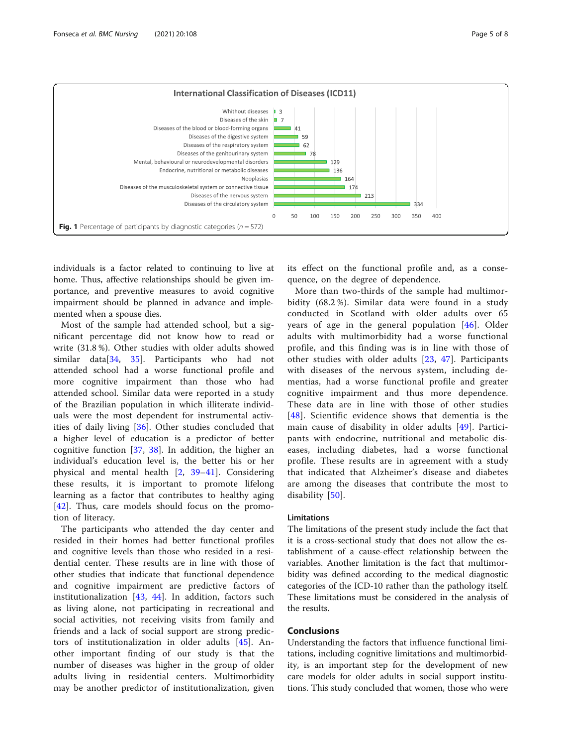Fig. 1 Percentage of participants by diagnostic categories ($n = 572$)

individuals is a factor related to continuing to live at home. Thus, affective relationships should be given importance, and preventive measures to avoid cognitive impairment should be planned in advance and implemented when a spouse dies.

Most of the sample had attended school, but a significant percentage did not know how to read or write (31.8 %). Other studies with older adults showed similar data[34, 35]. Participants who had not attended school had a worse functional profile and more cognitive impairment than those who had attended school. Similar data were reported in a study of the Brazilian population in which illiterate individuals were the most dependent for instrumental activities of daily living [36]. Other studies concluded that a higher level of education is a predictor of better cognitive function [37, 38]. In addition, the higher an individual's education level is, the better his or her physical and mental health [2, 39–41]. Considering these results, it is important to promote lifelong learning as a factor that contributes to healthy aging [42]. Thus, care models should focus on the promotion of literacy.

The participants who attended the day center and resided in their homes had better functional profiles and cognitive levels than those who resided in a residential center. These results are in line with those of other studies that indicate that functional dependence and cognitive impairment are predictive factors of institutionalization [43, 44]. In addition, factors such as living alone, not participating in recreational and social activities, not receiving visits from family and friends and a lack of social support are strong predictors of institutionalization in older adults [45]. Another important finding of our study is that the number of diseases was higher in the group of older adults living in residential centers. Multimorbidity may be another predictor of institutionalization, given its effect on the functional profile and, as a consequence, on the degree of dependence.

More than two-thirds of the sample had multimorbidity (68.2 %). Similar data were found in a study conducted in Scotland with older adults over 65 years of age in the general population [46]. Older adults with multimorbidity had a worse functional profile, and this finding was is in line with those of other studies with older adults [23, 47]. Participants with diseases of the nervous system, including dementias, had a worse functional profile and greater cognitive impairment and thus more dependence. These data are in line with those of other studies [48]. Scientific evidence shows that dementia is the main cause of disability in older adults [49]. Participants with endocrine, nutritional and metabolic diseases, including diabetes, had a worse functional profile. These results are in agreement with a study that indicated that Alzheimer's disease and diabetes are among the diseases that contribute the most to disability [50].

## Limitations

The limitations of the present study include the fact that it is a cross-sectional study that does not allow the establishment of a cause-effect relationship between the variables. Another limitation is the fact that multimorbidity was defined according to the medical diagnostic categories of the ICD-10 rather than the pathology itself. These limitations must be considered in the analysis of the results.

## Conclusions

Understanding the factors that influence functional limitations, including cognitive limitations and multimorbidity, is an important step for the development of new care models for older adults in social support institutions. This study concluded that women, those who were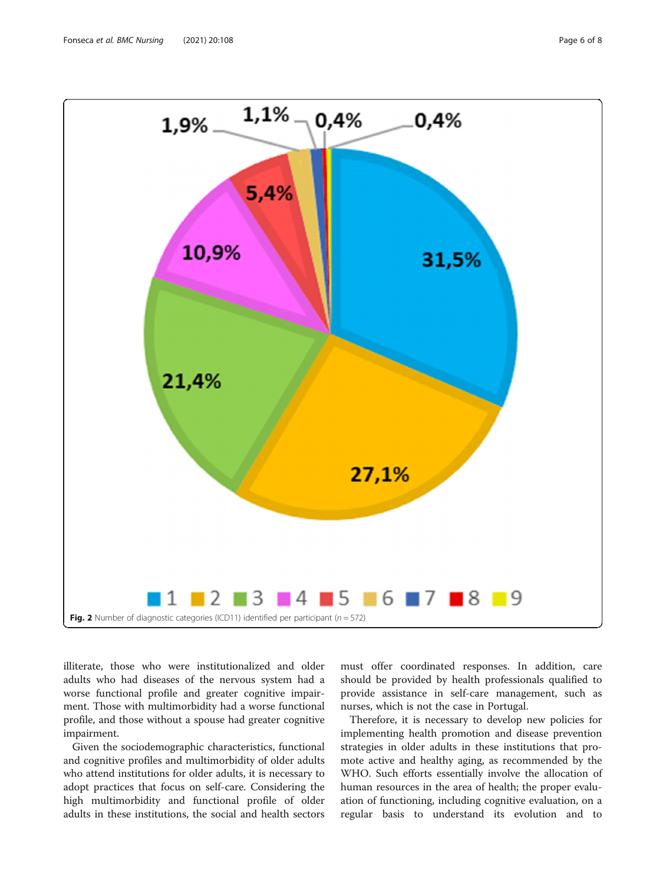Fig. 2 Number of diagnostic categories (ICD11) identified per participant ($n = 572$)

illiterate, those who were institutionalized and older adults who had diseases of the nervous system had a worse functional profile and greater cognitive impairment. Those with multimorbidity had a worse functional profile, and those without a spouse had greater cognitive impairment.

Given the sociodemographic characteristics, functional and cognitive profiles and multimorbidity of older adults who attend institutions for older adults, it is necessary to adopt practices that focus on self-care. Considering the high multimorbidity and functional profile of older adults in these institutions, the social and health sectors must offer coordinated responses. In addition, care should be provided by health professionals qualified to provide assistance in self-care management, such as nurses, which is not the case in Portugal.

Therefore, it is necessary to develop new policies for implementing health promotion and disease prevention strategies in older adults in these institutions that promote active and healthy aging, as recommended by the WHO. Such efforts essentially involve the allocation of human resources in the area of health; the proper evaluation of functioning, including cognitive evaluation, on a regular basis to understand its evolution and to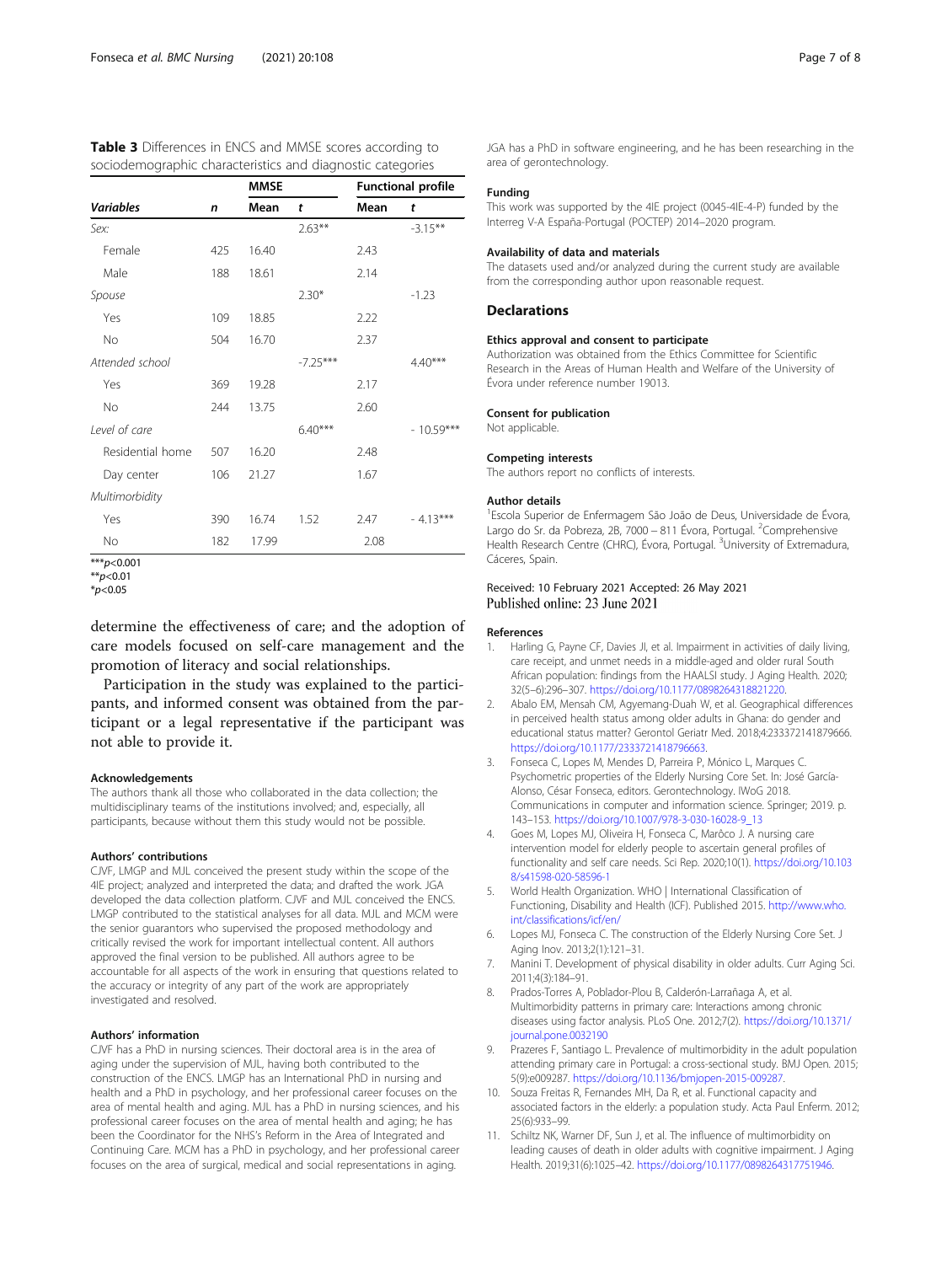**Table 3** Differences in ENCS and MMSE scores according to sociodemographic characteristics and diagnostic categories

| | | MMSE | | Functional profile | |
|---|---|---|---|---|---|
| ***Variables*** | ***n*** | **Mean** | ***t*** | **Mean** | ***t*** |
| *Sex:* | | | 2.63** | | -3.15** |
| Female | 425 | 16.40 | | 2.43 | |
| Male | 188 | 18.61 | | 2.14 | |
| *Spouse* | | | 2.30* | | -1.23 |
| Yes | 109 | 18.85 | | 2.22 | |
| No | 504 | 16.70 | | 2.37 | |
| *Attended school* | | | -7.25*** | | 4.40*** |
| Yes | 369 | 19.28 | | 2.17 | |
| No | 244 | 13.75 | | 2.60 | |
| *Level of care* | | | 6.40*** | | - 10.59*** |
| Residential home | 507 | 16.20 | | 2.48 | |
| Day center | 106 | 21.27 | | 1.67 | |
| *Multimorbidity* | | | | | |
| Yes | 390 | 16.74 | 1.52 | 2.47 | - 4.13*** |
| No | 182 | 17.99 | | 2.08 | |

***$p<0.001$
**$p<0.01$
*$p<0.05$

determine the effectiveness of care; and the adoption of care models focused on self-care management and the promotion of literacy and social relationships.

Participation in the study was explained to the participants, and informed consent was obtained from the participant or a legal representative if the participant was not able to provide it.

#### Acknowledgements

The authors thank all those who collaborated in the data collection; the multidisciplinary teams of the institutions involved; and, especially, all participants, because without them this study would not be possible.

#### Authors' contributions

CJVF, LMGP and MJL conceived the present study within the scope of the 4IE project; analyzed and interpreted the data; and drafted the work. JGA developed the data collection platform. CJVF and MJL conceived the ENCS. LMGP contributed to the statistical analyses for all data. MJL and MCM were the senior guarantors who supervised the proposed methodology and critically revised the work for important intellectual content. All authors approved the final version to be published. All authors agree to be accountable for all aspects of the work in ensuring that questions related to the accuracy or integrity of any part of the work are appropriately investigated and resolved.

#### Authors' information

CJVF has a PhD in nursing sciences. Their doctoral area is in the area of aging under the supervision of MJL, having both contributed to the construction of the ENCS. LMGP has an International PhD in nursing and health and a PhD in psychology, and her professional career focuses on the area of mental health and aging. MJL has a PhD in nursing sciences, and his professional career focuses on the area of mental health and aging; he has been the Coordinator for the NHS's Reform in the Area of Integrated and Continuing Care. MCM has a PhD in psychology, and her professional career focuses on the area of surgical, medical and social representations in aging. JGA has a PhD in software engineering, and he has been researching in the area of gerontechnology.

#### Funding

This work was supported by the 4IE project (0045-4IE-4-P) funded by the Interreg V-A España-Portugal (POCTEP) 2014–2020 program.

#### Availability of data and materials

The datasets used and/or analyzed during the current study are available from the corresponding author upon reasonable request.

## Declarations

#### Ethics approval and consent to participate

Authorization was obtained from the Ethics Committee for Scientific Research in the Areas of Human Health and Welfare of the University of Évora under reference number 19013.

#### Consent for publication

Not applicable.

#### Competing interests

The authors report no conflicts of interests.

#### Author details

[1]Escola Superior de Enfermagem São João de Deus, Universidade de Évora, Largo do Sr. da Pobreza, 2B, 7000 – 811 Évora, Portugal. [2]Comprehensive Health Research Centre (CHRC), Évora, Portugal. [3]University of Extremadura, Cáceres, Spain.

Received: 10 February 2021 Accepted: 26 May 2021
Published online: 23 June 2021

#### References

1. Harling G, Payne CF, Davies JI, et al. Impairment in activities of daily living, care receipt, and unmet needs in a middle-aged and older rural South African population: findings from the HAALSI study. J Aging Health. 2020; 32(5–6):296–307. https://doi.org/10.1177/0898264318821220.
2. Abalo EM, Mensah CM, Agyemang-Duah W, et al. Geographical differences in perceived health status among older adults in Ghana: do gender and educational status matter? Gerontol Geriatr Med. 2018;4:233372141879666. https://doi.org/10.1177/2333721418796663.
3. Fonseca C, Lopes M, Mendes D, Parreira P, Mónico L, Marques C. Psychometric properties of the Elderly Nursing Core Set. In: José García-Alonso, César Fonseca, editors. Gerontechnology. IWoG 2018. Communications in computer and information science. Springer; 2019. p. 143–153. https://doi.org/10.1007/978-3-030-16028-9_13
4. Goes M, Lopes MJ, Oliveira H, Fonseca C, Marôco J. A nursing care intervention model for elderly people to ascertain general profiles of functionality and self care needs. Sci Rep. 2020;10(1). https://doi.org/10.1038/s41598-020-58596-1
5. World Health Organization. WHO | International Classification of Functioning, Disability and Health (ICF). Published 2015. http://www.who.int/classifications/icf/en/
6. Lopes MJ, Fonseca C. The construction of the Elderly Nursing Core Set. J Aging Inov. 2013;2(1):121–31.
7. Manini T. Development of physical disability in older adults. Curr Aging Sci. 2011;4(3):184–91.
8. Prados-Torres A, Poblador-Plou B, Calderón-Larrañaga A, et al. Multimorbidity patterns in primary care: Interactions among chronic diseases using factor analysis. PLoS One. 2012;7(2). https://doi.org/10.1371/journal.pone.0032190
9. Prazeres F, Santiago L. Prevalence of multimorbidity in the adult population attending primary care in Portugal: a cross-sectional study. BMJ Open. 2015; 5(9):e009287. https://doi.org/10.1136/bmjopen-2015-009287.
10. Souza Freitas R, Fernandes MH, Da R, et al. Functional capacity and associated factors in the elderly: a population study. Acta Paul Enferm. 2012; 25(6):933–99.
11. Schiltz NK, Warner DF, Sun J, et al. The influence of multimorbidity on leading causes of death in older adults with cognitive impairment. J Aging Health. 2019;31(6):1025–42. https://doi.org/10.1177/0898264317751946.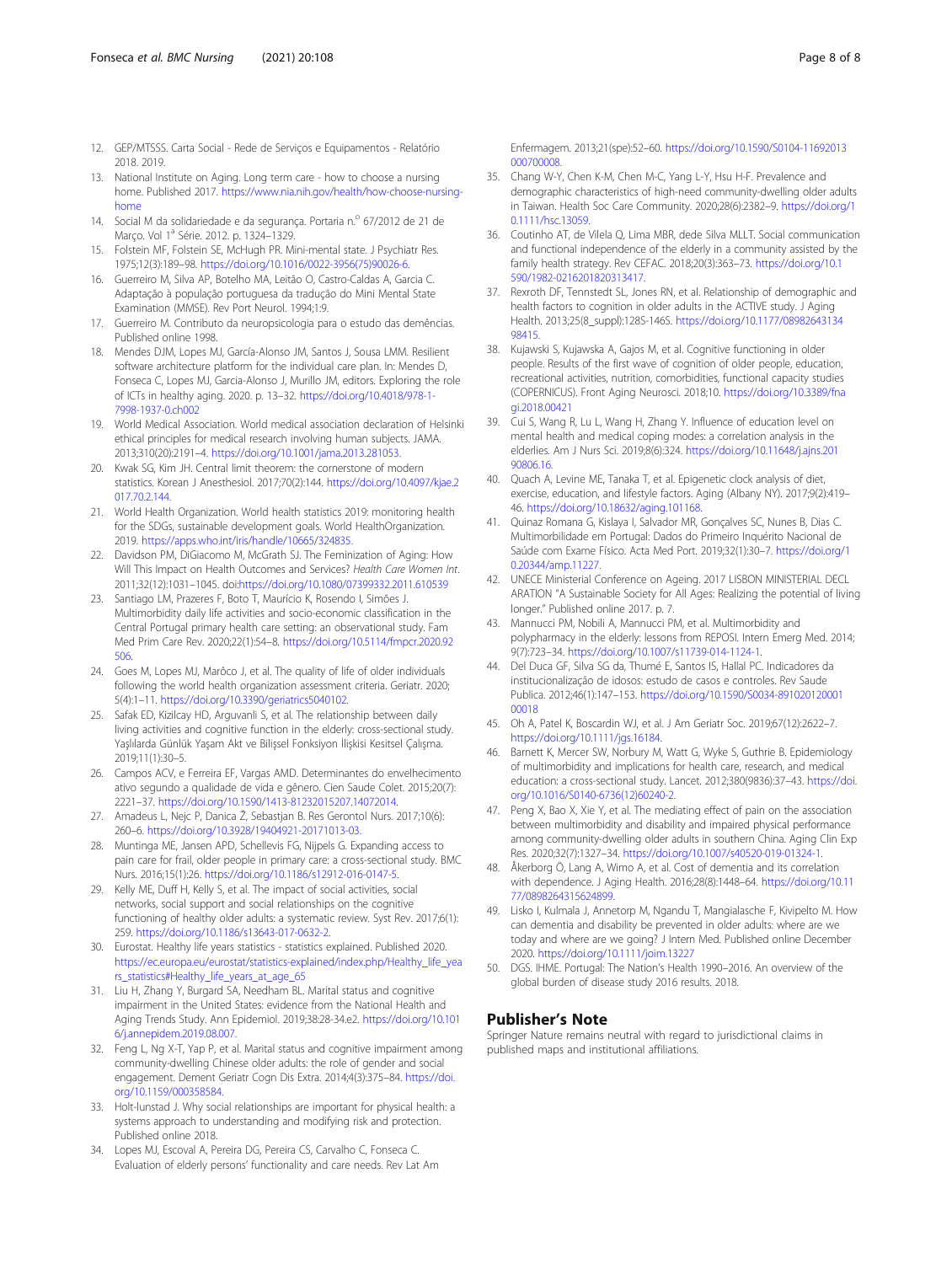12. GEP/MTSSS. Carta Social - Rede de Serviços e Equipamentos - Relatório 2018. 2019.
13. National Institute on Aging. Long term care - how to choose a nursing home. Published 2017. https://www.nia.nih.gov/health/how-choose-nursing-home
14. Social M da solidariedade e da segurança. Portaria n.º 67/2012 de 21 de Março. Vol 1ª Série. 2012. p. 1324–1329.
15. Folstein MF, Folstein SE, McHugh PR. Mini-mental state. J Psychiatr Res. 1975;12(3):189–98. https://doi.org/10.1016/0022-3956(75)90026-6.
16. Guerreiro M, Silva AP, Botelho MA, Leitão O, Castro-Caldas A, Garcia C. Adaptação à população portuguesa da tradução do Mini Mental State Examination (MMSE). Rev Port Neurol. 1994;1:9.
17. Guerreiro M. Contributo da neuropsicologia para o estudo das demências. Published online 1998.
18. Mendes DJM, Lopes MJ, García-Alonso JM, Santos J, Sousa LMM. Resilient software architecture platform for the individual care plan. In: Mendes D, Fonseca C, Lopes MJ, Garcia-Alonso J, Murillo JM, editors. Exploring the role of ICTs in healthy aging. 2020. p. 13–32. https://doi.org/10.4018/978-1-7998-1937-0.ch002
19. World Medical Association. World medical association declaration of Helsinki ethical principles for medical research involving human subjects. JAMA. 2013;310(20):2191–4. https://doi.org/10.1001/jama.2013.281053.
20. Kwak SG, Kim JH. Central limit theorem: the cornerstone of modern statistics. Korean J Anesthesiol. 2017;70(2):144. https://doi.org/10.4097/kjae.2017.70.2.144.
21. World Health Organization. World health statistics 2019: monitoring health for the SDGs, sustainable development goals. World HealthOrganization. 2019. https://apps.who.int/iris/handle/10665/324835.
22. Davidson PM, DiGiacomo M, McGrath SJ. The Feminization of Aging: How Will This Impact on Health Outcomes and Services? *Health Care Women Int*. 2011;32(12):1031–1045. doi:https://doi.org/10.1080/07399332.2011.610539
23. Santiago LM, Prazeres F, Boto T, Maurício K, Rosendo I, Simões J. Multimorbidity daily life activities and socio-economic classification in the Central Portugal primary health care setting: an observational study. Fam Med Prim Care Rev. 2020;22(1):54–8. https://doi.org/10.5114/fmpcr.2020.92506.
24. Goes M, Lopes MJ, Marôco J, et al. The quality of life of older individuals following the world health organization assessment criteria. Geriatr. 2020; 5(4):1–11. https://doi.org/10.3390/geriatrics5040102.
25. Safak ED, Kizilcay HD, Arguvanli S, et al. The relationship between daily living activities and cognitive function in the elderly: cross-sectional study. Yaşlılarda Günlük Yaşam Akt ve Bilişsel Fonksiyon İlişkisi Kesitsel Çalışma. 2019;11(1):30–5.
26. Campos ACV, e Ferreira EF, Vargas AMD. Determinantes do envelhecimento ativo segundo a qualidade de vida e gênero. Cien Saude Colet. 2015;20(7): 2221–37. https://doi.org/10.1590/1413-81232015207.14072014.
27. Amadeus L, Nejc P, Danica Ž, Sebastjan B. Res Gerontol Nurs. 2017;10(6): 260–6. https://doi.org/10.3928/19404921-20171013-03.
28. Muntinga ME, Jansen APD, Schellevis FG, Nijpels G. Expanding access to pain care for frail, older people in primary care: a cross-sectional study. BMC Nurs. 2016;15(1):26. https://doi.org/10.1186/s12912-016-0147-5.
29. Kelly ME, Duff H, Kelly S, et al. The impact of social activities, social networks, social support and social relationships on the cognitive functioning of healthy older adults: a systematic review. Syst Rev. 2017;6(1): 259. https://doi.org/10.1186/s13643-017-0632-2.
30. Eurostat. Healthy life years statistics - statistics explained. Published 2020. https://ec.europa.eu/eurostat/statistics-explained/index.php/Healthy_life_years_statistics#Healthy_life_years_at_age_65
31. Liu H, Zhang Y, Burgard SA, Needham BL. Marital status and cognitive impairment in the United States: evidence from the National Health and Aging Trends Study. Ann Epidemiol. 2019;38:28-34.e2. https://doi.org/10.1016/j.annepidem.2019.08.007.
32. Feng L, Ng X-T, Yap P, et al. Marital status and cognitive impairment among community-dwelling Chinese older adults: the role of gender and social engagement. Dement Geriatr Cogn Dis Extra. 2014;4(3):375–84. https://doi.org/10.1159/000358584.
33. Holt-lunstad J. Why social relationships are important for physical health: a systems approach to understanding and modifying risk and protection. Published online 2018.
34. Lopes MJ, Escoval A, Pereira DG, Pereira CS, Carvalho C, Fonseca C. Evaluation of elderly persons' functionality and care needs. Rev Lat Am Enfermagem. 2013;21(spe):52–60. https://doi.org/10.1590/S0104-11692013000700008.
35. Chang W-Y, Chen K-M, Chen M-C, Yang L-Y, Hsu H-F. Prevalence and demographic characteristics of high-need community-dwelling older adults in Taiwan. Health Soc Care Community. 2020;28(6):2382–9. https://doi.org/10.1111/hsc.13059.
36. Coutinho AT, de Vilela Q, Lima MBR, dede Silva MLLT. Social communication and functional independence of the elderly in a community assisted by the family health strategy. Rev CEFAC. 2018;20(3):363–73. https://doi.org/10.1590/1982-0216201820313417.
37. Rexroth DF, Tennstedt SL, Jones RN, et al. Relationship of demographic and health factors to cognition in older adults in the ACTIVE study. J Aging Health. 2013;25(8_suppl):128S-146S. https://doi.org/10.1177/0898264313498415.
38. Kujawski S, Kujawska A, Gajos M, et al. Cognitive functioning in older people. Results of the first wave of cognition of older people, education, recreational activities, nutrition, comorbidities, functional capacity studies (COPERNICUS). Front Aging Neurosci. 2018;10. https://doi.org/10.3389/fnagi.2018.00421
39. Cui S, Wang R, Lu L, Wang H, Zhang Y. Influence of education level on mental health and medical coping modes: a correlation analysis in the elderlies. Am J Nurs Sci. 2019;8(6):324. https://doi.org/10.11648/j.ajns.20190806.16.
40. Quach A, Levine ME, Tanaka T, et al. Epigenetic clock analysis of diet, exercise, education, and lifestyle factors. Aging (Albany NY). 2017;9(2):419–46. https://doi.org/10.18632/aging.101168.
41. Quinaz Romana G, Kislaya I, Salvador MR, Gonçalves SC, Nunes B, Dias C. Multimorbilidade em Portugal: Dados do Primeiro Inquérito Nacional de Saúde com Exame Físico. Acta Med Port. 2019;32(1):30–7. https://doi.org/10.20344/amp.11227.
42. UNECE Ministerial Conference on Ageing. 2017 LISBON MINISTERIAL DECLARATION "A Sustainable Society for All Ages: Realizing the potential of living longer." Published online 2017. p. 7.
43. Mannucci PM, Nobili A, Mannucci PM, et al. Multimorbidity and polypharmacy in the elderly: lessons from REPOSI. Intern Emerg Med. 2014; 9(7):723–34. https://doi.org/10.1007/s11739-014-1124-1.
44. Del Duca GF, Silva SG da, Thumé E, Santos IS, Hallal PC. Indicadores da institucionalização de idosos: estudo de casos e controles. Rev Saude Publica. 2012;46(1):147–153. https://doi.org/10.1590/S0034-89102012000100018
45. Oh A, Patel K, Boscardin WJ, et al. J Am Geriatr Soc. 2019;67(12):2622–7. https://doi.org/10.1111/jgs.16184.
46. Barnett K, Mercer SW, Norbury M, Watt G, Wyke S, Guthrie B. Epidemiology of multimorbidity and implications for health care, research, and medical education: a cross-sectional study. Lancet. 2012;380(9836):37–43. https://doi.org/10.1016/S0140-6736(12)60240-2.
47. Peng X, Bao X, Xie Y, et al. The mediating effect of pain on the association between multimorbidity and disability and impaired physical performance among community-dwelling older adults in southern China. Aging Clin Exp Res. 2020;32(7):1327–34. https://doi.org/10.1007/s40520-019-01324-1.
48. Åkerborg Ö, Lang A, Wimo A, et al. Cost of dementia and its correlation with dependence. J Aging Health. 2016;28(8):1448–64. https://doi.org/10.1177/0898264315624899.
49. Lisko I, Kulmala J, Annetorp M, Ngandu T, Mangialasche F, Kivipelto M. How can dementia and disability be prevented in older adults: where are we today and where are we going? J Intern Med. Published online December 2020. https://doi.org/10.1111/joim.13227
50. DGS. IHME. Portugal: The Nation's Health 1990–2016. An overview of the global burden of disease study 2016 results. 2018.

## Publisher's Note

Springer Nature remains neutral with regard to jurisdictional claims in published maps and institutional affiliations.